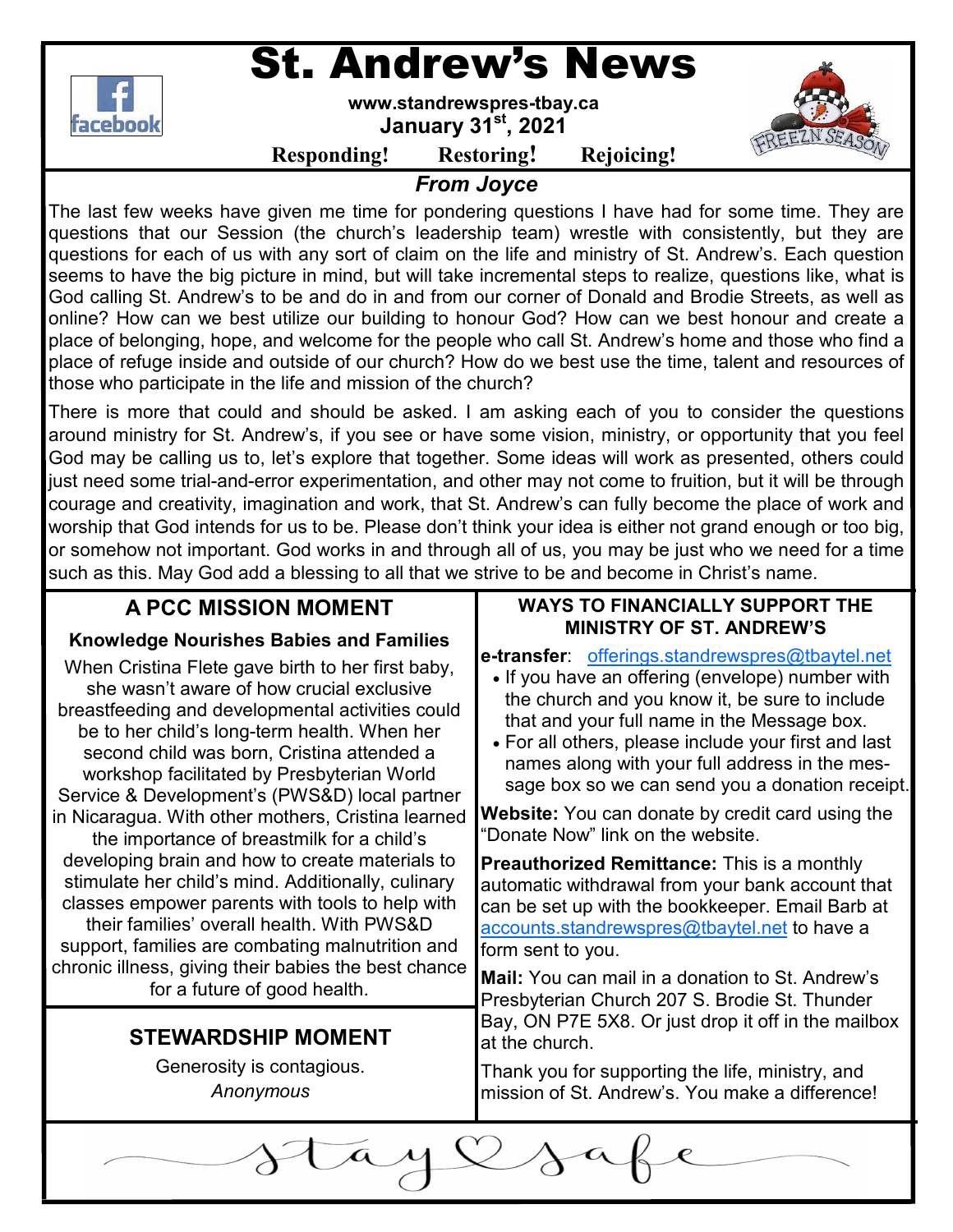# St. Andrew's News

**www.standrewspres-tbay.ca**

**January 31st, 2021**

**Responding! Restoring! Rejoicing!**

## *From Joyce*

The last few weeks have given me time for pondering questions I have had for some time. They are questions that our Session (the church's leadership team) wrestle with consistently, but they are questions for each of us with any sort of claim on the life and ministry of St. Andrew's. Each question seems to have the big picture in mind, but will take incremental steps to realize, questions like, what is God calling St. Andrew's to be and do in and from our corner of Donald and Brodie Streets, as well as online? How can we best utilize our building to honour God? How can we best honour and create a place of belonging, hope, and welcome for the people who call St. Andrew's home and those who find a place of refuge inside and outside of our church? How do we best use the time, talent and resources of those who participate in the life and mission of the church?

There is more that could and should be asked. I am asking each of you to consider the questions around ministry for St. Andrew's, if you see or have some vision, ministry, or opportunity that you feel God may be calling us to, let's explore that together. Some ideas will work as presented, others could just need some trial-and-error experimentation, and other may not come to fruition, but it will be through courage and creativity, imagination and work, that St. Andrew's can fully become the place of work and worship that God intends for us to be. Please don't think your idea is either not grand enough or too big, or somehow not important. God works in and through all of us, you may be just who we need for a time such as this. May God add a blessing to all that we strive to be and become in Christ's name.

## A PCC MISSION MOMENT

**Knowledge Nourishes Babies and Families**

When Cristina Flete gave birth to her first baby, she wasn't aware of how crucial exclusive breastfeeding and developmental activities could be to her child's long-term health. When her second child was born, Cristina attended a workshop facilitated by Presbyterian World Service & Development's (PWS&D) local partner in Nicaragua. With other mothers, Cristina learned the importance of breastmilk for a child's developing brain and how to create materials to stimulate her child's mind. Additionally, culinary classes empower parents with tools to help with their families' overall health. With PWS&D support, families are combating malnutrition and chronic illness, giving their babies the best chance for a future of good health.

## STEWARDSHIP MOMENT

Generosity is contagious.

*Anonymous*

## WAYS TO FINANCIALLY SUPPORT THE MINISTRY OF ST. ANDREW'S

**e-transfer**: offerings.standrewspres@tbaytel.net

- If you have an offering (envelope) number with the church and you know it, be sure to include that and your full name in the Message box.
- For all others, please include your first and last names along with your full address in the message box so we can send you a donation receipt.

**Website:** You can donate by credit card using the "Donate Now" link on the website.

**Preauthorized Remittance:** This is a monthly automatic withdrawal from your bank account that can be set up with the bookkeeper. Email Barb at accounts.standrewspres@tbaytel.net to have a form sent to you.

**Mail:** You can mail in a donation to St. Andrew's Presbyterian Church 207 S. Brodie St. Thunder Bay, ON P7E 5X8. Or just drop it off in the mailbox at the church.

Thank you for supporting the life, ministry, and mission of St. Andrew's. You make a difference!

stay safe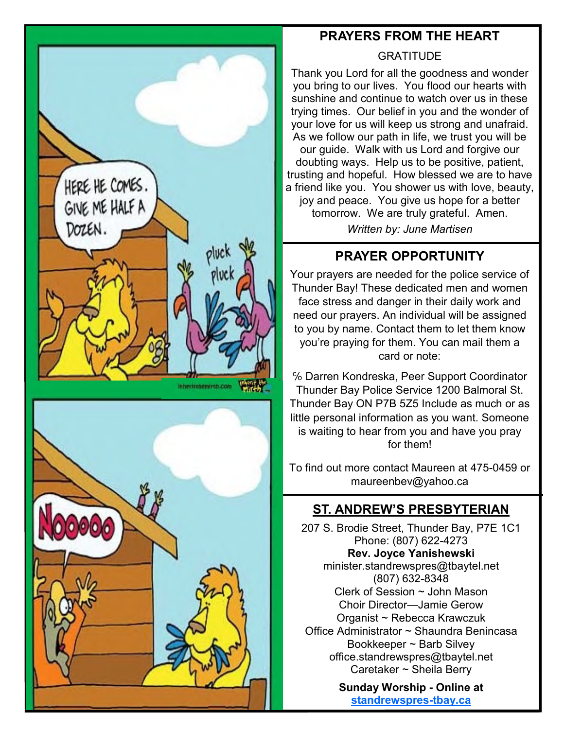## PRAYERS FROM THE HEART

GRATITUDE

Thank you Lord for all the goodness and wonder you bring to our lives. You flood our hearts with sunshine and continue to watch over us in these trying times. Our belief in you and the wonder of your love for us will keep us strong and unafraid. As we follow our path in life, we trust you will be our guide. Walk with us Lord and forgive our doubting ways. Help us to be positive, patient, trusting and hopeful. How blessed we are to have a friend like you. You shower us with love, beauty, joy and peace. You give us hope for a better tomorrow. We are truly grateful. Amen.

*Written by: June Martisen*

## PRAYER OPPORTUNITY

Your prayers are needed for the police service of Thunder Bay! These dedicated men and women face stress and danger in their daily work and need our prayers. An individual will be assigned to you by name. Contact them to let them know you're praying for them. You can mail them a card or note:

℅ Darren Kondreska, Peer Support Coordinator Thunder Bay Police Service 1200 Balmoral St. Thunder Bay ON P7B 5Z5 Include as much or as little personal information as you want. Someone is waiting to hear from you and have you pray for them!

To find out more contact Maureen at 475-0459 or maureenbev@yahoo.ca

## ST. ANDREW'S PRESBYTERIAN

207 S. Brodie Street, Thunder Bay, P7E 1C1
Phone: (807) 622-4273
**Rev. Joyce Yanishewski**
minister.standrewspres@tbaytel.net
(807) 632-8348
Clerk of Session ~ John Mason
Choir Director—Jamie Gerow
Organist ~ Rebecca Krawczuk
Office Administrator ~ Shaundra Benincasa
Bookkeeper ~ Barb Silvey
office.standrewspres@tbaytel.net
Caretaker ~ Sheila Berry

**Sunday Worship - Online at**
**standrewspres-tbay.ca**